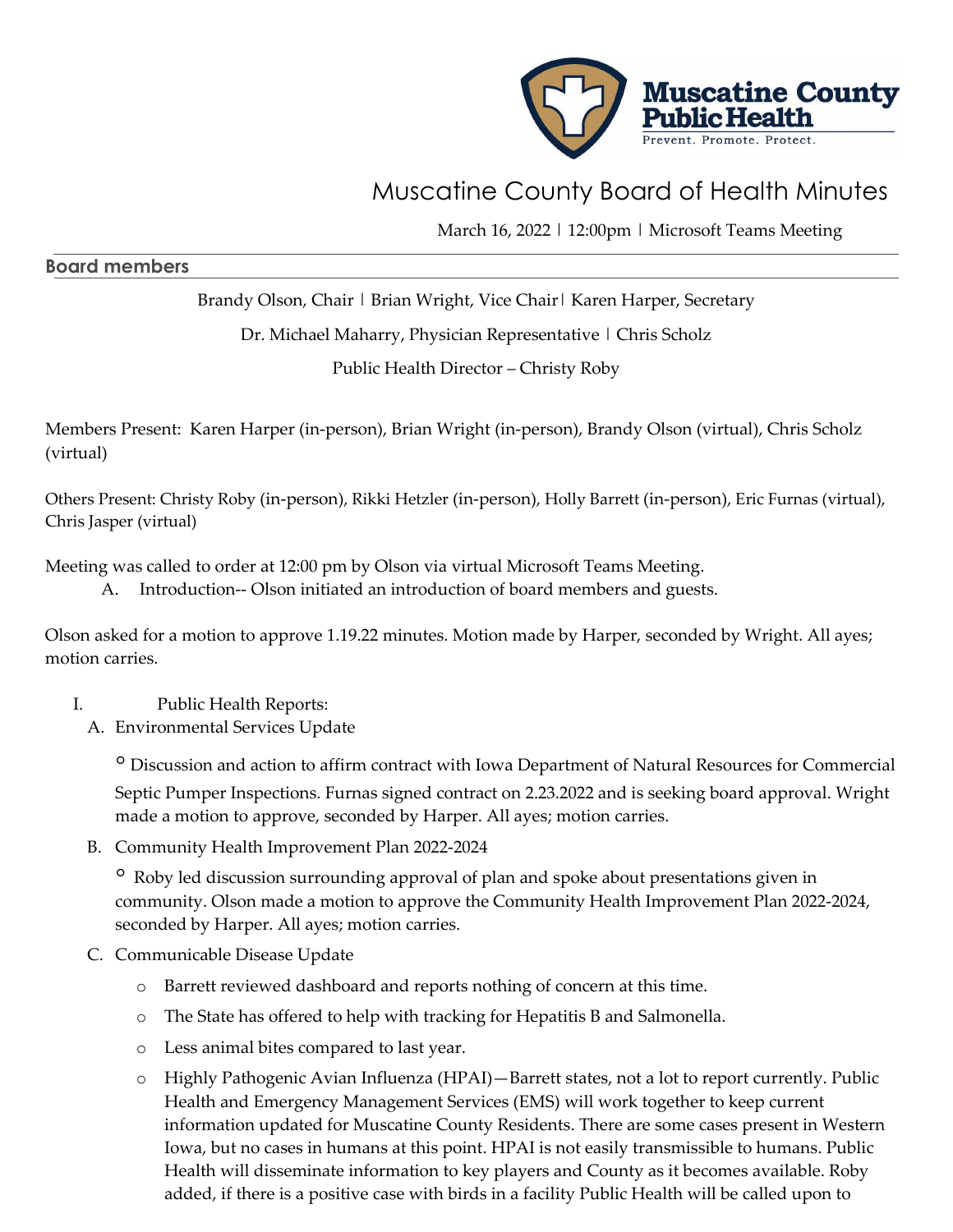Muscatine County Public Health
Prevent. Promote. Protect.

# Muscatine County Board of Health Minutes

March 16, 2022 | 12:00pm | Microsoft Teams Meeting

## Board members

Brandy Olson, Chair | Brian Wright, Vice Chair| Karen Harper, Secretary

Dr. Michael Maharry, Physician Representative | Chris Scholz

Public Health Director – Christy Roby

Members Present: Karen Harper (in-person), Brian Wright (in-person), Brandy Olson (virtual), Chris Scholz (virtual)

Others Present: Christy Roby (in-person), Rikki Hetzler (in-person), Holly Barrett (in-person), Eric Furnas (virtual), Chris Jasper (virtual)

Meeting was called to order at 12:00 pm by Olson via virtual Microsoft Teams Meeting.

A. Introduction-- Olson initiated an introduction of board members and guests.

Olson asked for a motion to approve 1.19.22 minutes. Motion made by Harper, seconded by Wright. All ayes; motion carries.

I. Public Health Reports:

A. Environmental Services Update

- Discussion and action to affirm contract with Iowa Department of Natural Resources for Commercial Septic Pumper Inspections. Furnas signed contract on 2.23.2022 and is seeking board approval. Wright made a motion to approve, seconded by Harper. All ayes; motion carries.

B. Community Health Improvement Plan 2022-2024

- Roby led discussion surrounding approval of plan and spoke about presentations given in community. Olson made a motion to approve the Community Health Improvement Plan 2022-2024, seconded by Harper. All ayes; motion carries.

C. Communicable Disease Update

- Barrett reviewed dashboard and reports nothing of concern at this time.
- The State has offered to help with tracking for Hepatitis B and Salmonella.
- Less animal bites compared to last year.
- Highly Pathogenic Avian Influenza (HPAI)—Barrett states, not a lot to report currently. Public Health and Emergency Management Services (EMS) will work together to keep current information updated for Muscatine County Residents. There are some cases present in Western Iowa, but no cases in humans at this point. HPAI is not easily transmissible to humans. Public Health will disseminate information to key players and County as it becomes available. Roby added, if there is a positive case with birds in a facility Public Health will be called upon to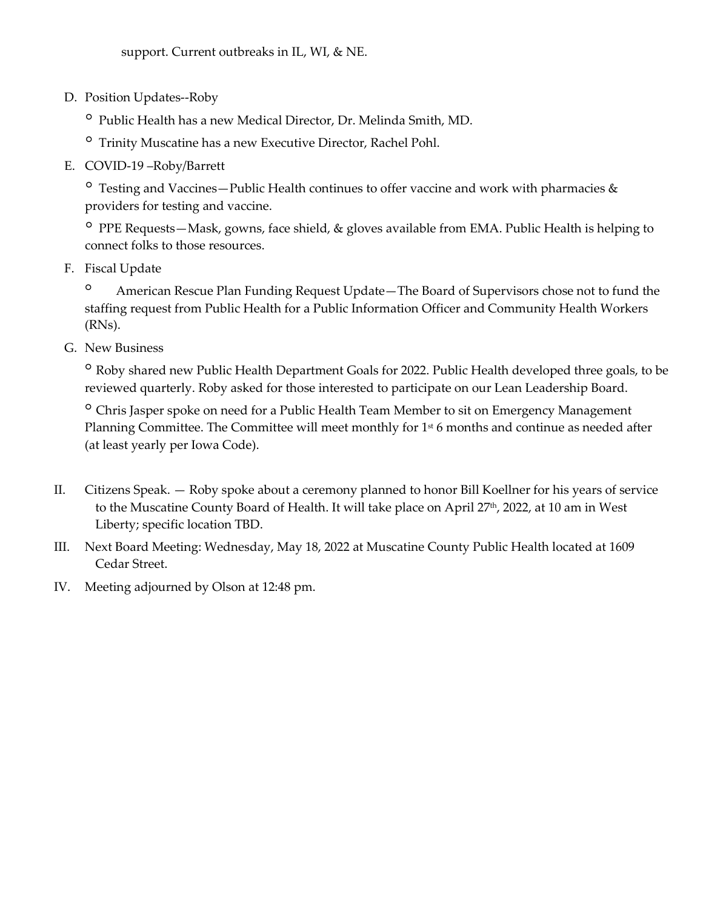support. Current outbreaks in IL, WI, & NE.

D. Position Updates--Roby

  - Public Health has a new Medical Director, Dr. Melinda Smith, MD.
  - Trinity Muscatine has a new Executive Director, Rachel Pohl.

E. COVID-19 –Roby/Barrett

  - Testing and Vaccines—Public Health continues to offer vaccine and work with pharmacies & providers for testing and vaccine.
  - PPE Requests—Mask, gowns, face shield, & gloves available from EMA. Public Health is helping to connect folks to those resources.

F. Fiscal Update

  - American Rescue Plan Funding Request Update—The Board of Supervisors chose not to fund the staffing request from Public Health for a Public Information Officer and Community Health Workers (RNs).

G. New Business

  - Roby shared new Public Health Department Goals for 2022. Public Health developed three goals, to be reviewed quarterly. Roby asked for those interested to participate on our Lean Leadership Board.
  - Chris Jasper spoke on need for a Public Health Team Member to sit on Emergency Management Planning Committee. The Committee will meet monthly for 1st 6 months and continue as needed after (at least yearly per Iowa Code).

II. Citizens Speak. — Roby spoke about a ceremony planned to honor Bill Koellner for his years of service to the Muscatine County Board of Health. It will take place on April 27th, 2022, at 10 am in West Liberty; specific location TBD.

III. Next Board Meeting: Wednesday, May 18, 2022 at Muscatine County Public Health located at 1609 Cedar Street.

IV. Meeting adjourned by Olson at 12:48 pm.